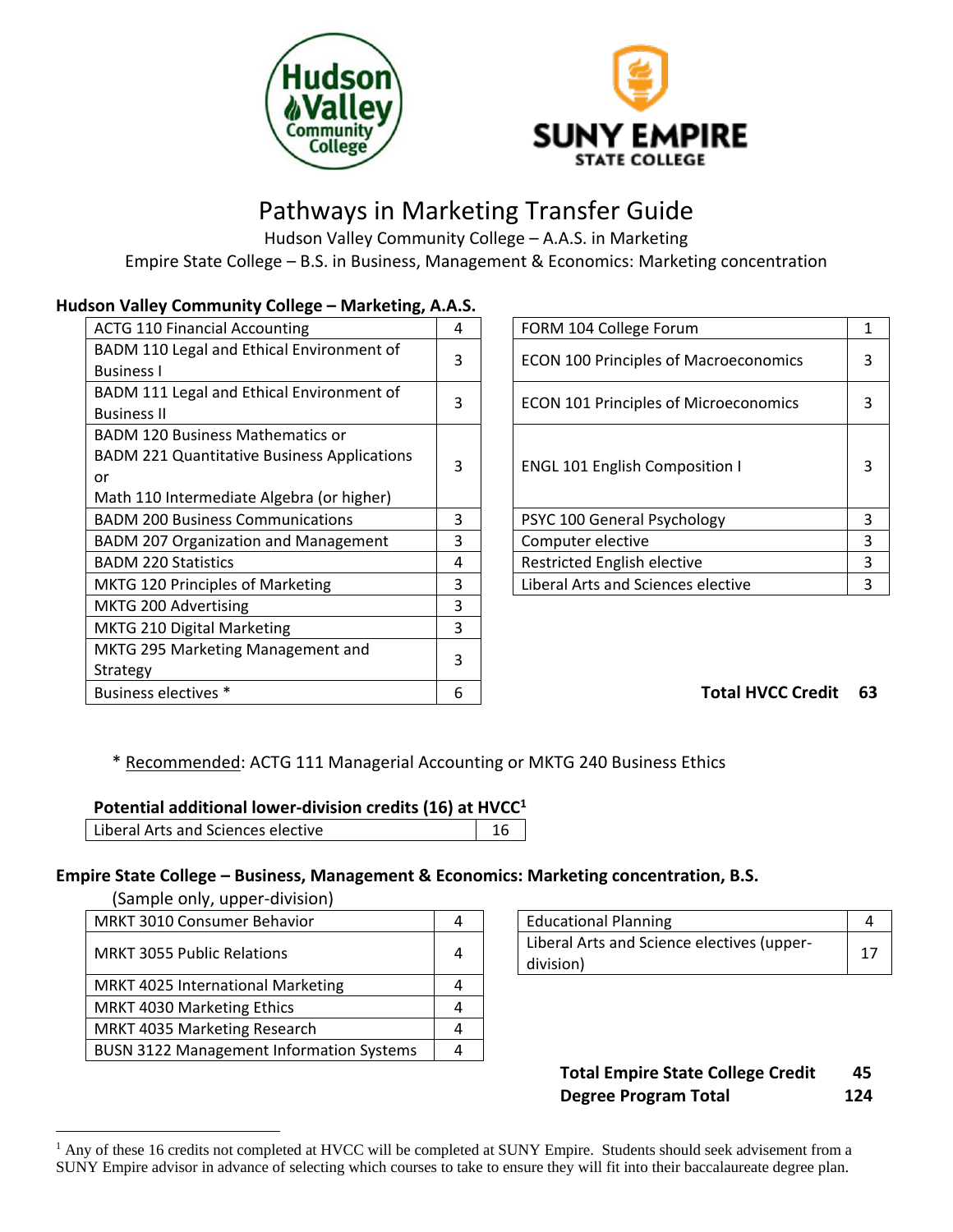# Pathways in Marketing Transfer Guide

Hudson Valley Community College – A.A.S. in Marketing

Empire State College – B.S. in Business, Management & Economics: Marketing concentration

## Hudson Valley Community College – Marketing, A.A.S.

| Course | Credits |
|---|---|
| ACTG 110 Financial Accounting | 4 |
| BADM 110 Legal and Ethical Environment of Business I | 3 |
| BADM 111 Legal and Ethical Environment of Business II | 3 |
| BADM 120 Business Mathematics or BADM 221 Quantitative Business Applications or Math 110 Intermediate Algebra (or higher) | 3 |
| BADM 200 Business Communications | 3 |
| BADM 207 Organization and Management | 3 |
| BADM 220 Statistics | 4 |
| MKTG 120 Principles of Marketing | 3 |
| MKTG 200 Advertising | 3 |
| MKTG 210 Digital Marketing | 3 |
| MKTG 295 Marketing Management and Strategy | 3 |
| Business electives * | 6 |

| Course | Credits |
|---|---|
| FORM 104 College Forum | 1 |
| ECON 100 Principles of Macroeconomics | 3 |
| ECON 101 Principles of Microeconomics | 3 |
| ENGL 101 English Composition I | 3 |
| PSYC 100 General Psychology | 3 |
| Computer elective | 3 |
| Restricted English elective | 3 |
| Liberal Arts and Sciences elective | 3 |

**Total HVCC Credit 63**

* Recommended: ACTG 111 Managerial Accounting or MKTG 240 Business Ethics

**Potential additional lower-division credits (16) at HVCC[1]**

| Course | Credits |
|---|---|
| Liberal Arts and Sciences elective | 16 |

## Empire State College – Business, Management & Economics: Marketing concentration, B.S.

(Sample only, upper-division)

| Course | Credits |
|---|---|
| MRKT 3010 Consumer Behavior | 4 |
| MRKT 3055 Public Relations | 4 |
| MRKT 4025 International Marketing | 4 |
| MRKT 4030 Marketing Ethics | 4 |
| MRKT 4035 Marketing Research | 4 |
| BUSN 3122 Management Information Systems | 4 |

| Course | Credits |
|---|---|
| Educational Planning | 4 |
| Liberal Arts and Science electives (upper-division) | 17 |

**Total Empire State College Credit 45**

**Degree Program Total 124**

[1] Any of these 16 credits not completed at HVCC will be completed at SUNY Empire. Students should seek advisement from a SUNY Empire advisor in advance of selecting which courses to take to ensure they will fit into their baccalaureate degree plan.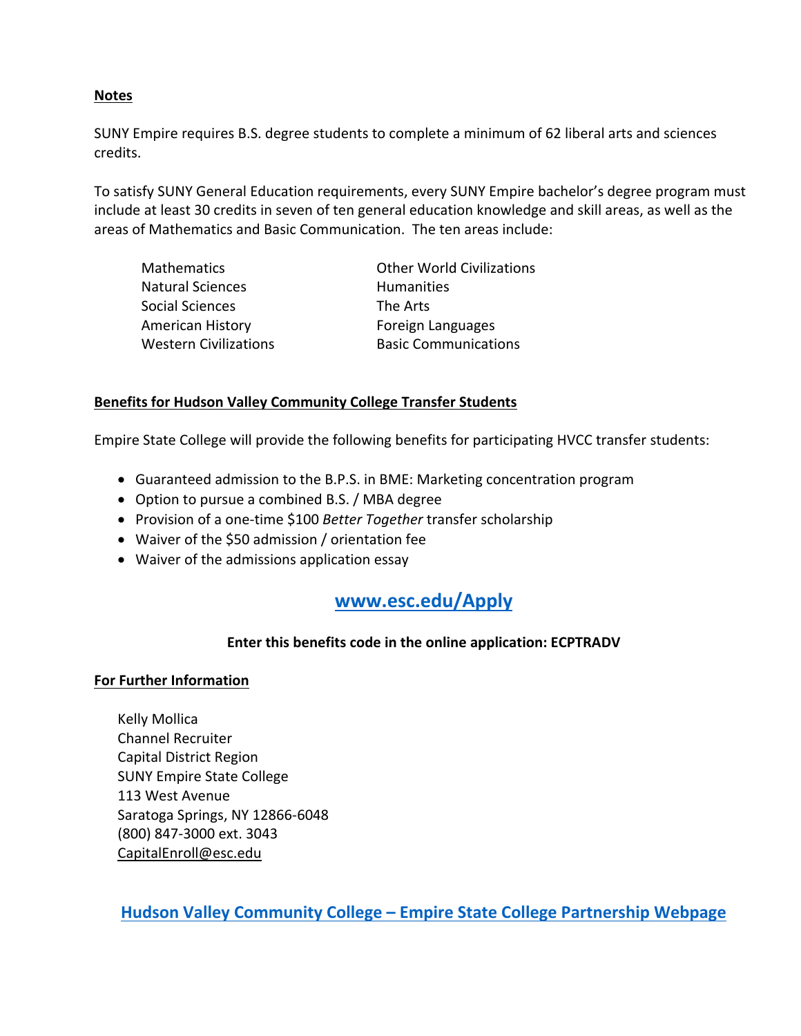## Notes

SUNY Empire requires B.S. degree students to complete a minimum of 62 liberal arts and sciences credits.

To satisfy SUNY General Education requirements, every SUNY Empire bachelor's degree program must include at least 30 credits in seven of ten general education knowledge and skill areas, as well as the areas of Mathematics and Basic Communication. The ten areas include:

- Mathematics
- Natural Sciences
- Social Sciences
- American History
- Western Civilizations
- Other World Civilizations
- Humanities
- The Arts
- Foreign Languages
- Basic Communications

## Benefits for Hudson Valley Community College Transfer Students

Empire State College will provide the following benefits for participating HVCC transfer students:

- Guaranteed admission to the B.P.S. in BME: Marketing concentration program
- Option to pursue a combined B.S. / MBA degree
- Provision of a one-time $100 *Better Together* transfer scholarship
- Waiver of the $50 admission / orientation fee
- Waiver of the admissions application essay

**www.esc.edu/Apply**

**Enter this benefits code in the online application: ECPTRADV**

## For Further Information

Kelly Mollica
Channel Recruiter
Capital District Region
SUNY Empire State College
113 West Avenue
Saratoga Springs, NY 12866-6048
(800) 847-3000 ext. 3043
CapitalEnroll@esc.edu

**Hudson Valley Community College – Empire State College Partnership Webpage**